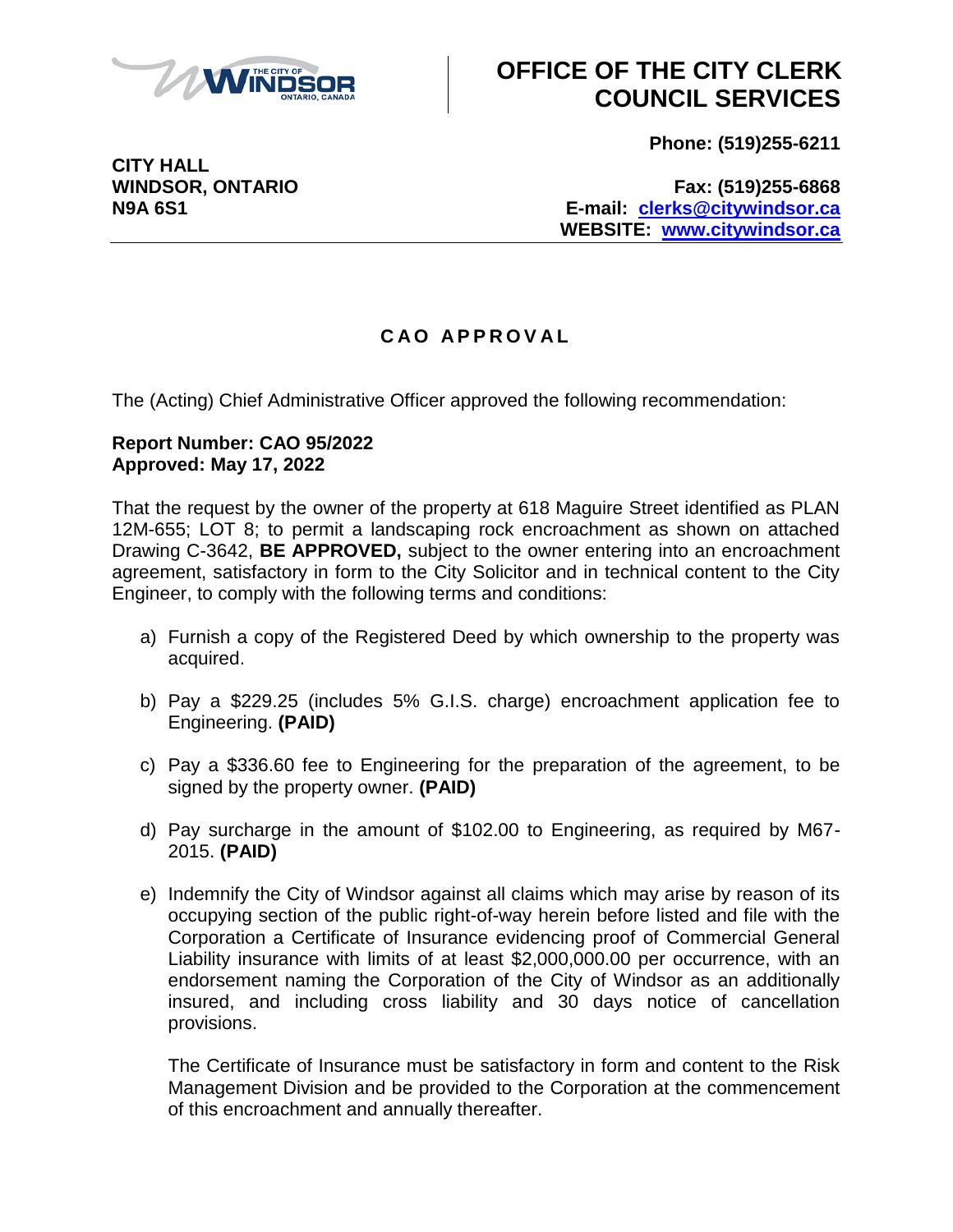# OFFICE OF THE CITY CLERK COUNCIL SERVICES

**CITY HALL**
**WINDSOR, ONTARIO**
**N9A 6S1**

**Phone: (519)255-6211**

**Fax: (519)255-6868**
**E-mail: clerks@citywindsor.ca**
**WEBSITE: www.citywindsor.ca**

## C A O  A P P R O V A L

The (Acting) Chief Administrative Officer approved the following recommendation:

**Report Number: CAO 95/2022**
**Approved: May 17, 2022**

That the request by the owner of the property at 618 Maguire Street identified as PLAN 12M-655; LOT 8; to permit a landscaping rock encroachment as shown on attached Drawing C-3642, **BE APPROVED,** subject to the owner entering into an encroachment agreement, satisfactory in form to the City Solicitor and in technical content to the City Engineer, to comply with the following terms and conditions:

a) Furnish a copy of the Registered Deed by which ownership to the property was acquired.

b) Pay a $229.25 (includes 5% G.I.S. charge) encroachment application fee to Engineering. **(PAID)**

c) Pay a $336.60 fee to Engineering for the preparation of the agreement, to be signed by the property owner. **(PAID)**

d) Pay surcharge in the amount of $102.00 to Engineering, as required by M67-2015. **(PAID)**

e) Indemnify the City of Windsor against all claims which may arise by reason of its occupying section of the public right-of-way herein before listed and file with the Corporation a Certificate of Insurance evidencing proof of Commercial General Liability insurance with limits of at least $2,000,000.00 per occurrence, with an endorsement naming the Corporation of the City of Windsor as an additionally insured, and including cross liability and 30 days notice of cancellation provisions.

   The Certificate of Insurance must be satisfactory in form and content to the Risk Management Division and be provided to the Corporation at the commencement of this encroachment and annually thereafter.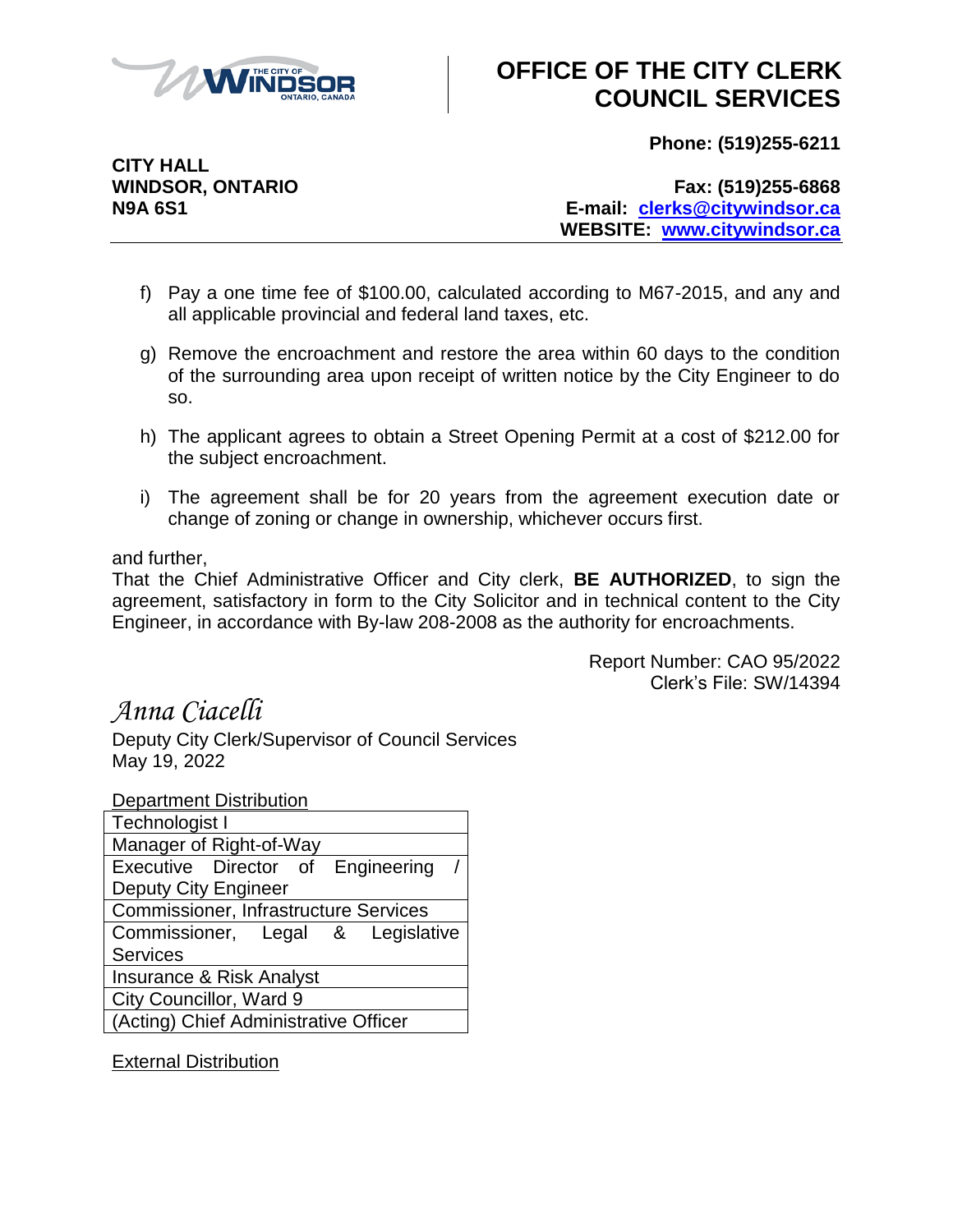# OFFICE OF THE CITY CLERK COUNCIL SERVICES

Phone: (519)255-6211

**CITY HALL**
**WINDSOR, ONTARIO**
**N9A 6S1**

**Fax: (519)255-6868**
**E-mail: clerks@citywindsor.ca**
**WEBSITE: www.citywindsor.ca**

f) Pay a one time fee of $100.00, calculated according to M67-2015, and any and all applicable provincial and federal land taxes, etc.

g) Remove the encroachment and restore the area within 60 days to the condition of the surrounding area upon receipt of written notice by the City Engineer to do so.

h) The applicant agrees to obtain a Street Opening Permit at a cost of $212.00 for the subject encroachment.

i) The agreement shall be for 20 years from the agreement execution date or change of zoning or change in ownership, whichever occurs first.

and further,
That the Chief Administrative Officer and City clerk, **BE AUTHORIZED**, to sign the agreement, satisfactory in form to the City Solicitor and in technical content to the City Engineer, in accordance with By-law 208-2008 as the authority for encroachments.

Report Number: CAO 95/2022
Clerk's File: SW/14394

*Anna Ciacelli*
Deputy City Clerk/Supervisor of Council Services
May 19, 2022

Department Distribution

| |
|---|
| Technologist I |
| Manager of Right-of-Way |
| Executive Director of Engineering / Deputy City Engineer |
| Commissioner, Infrastructure Services |
| Commissioner, Legal & Legislative Services |
| Insurance & Risk Analyst |
| City Councillor, Ward 9 |
| (Acting) Chief Administrative Officer |

External Distribution